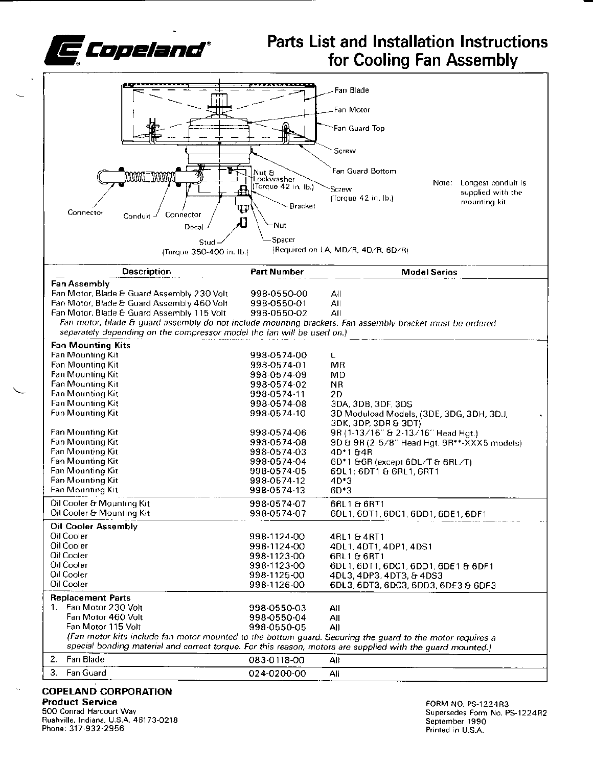# Copeland®

# Parts List and Installation Instructions for Cooling Fan Assembly

Fan Blade

Fan Motor

Fan Guard Top

Screw

Fan Guard Bottom

Nut & Lockwasher (Torque 42 in. lb.)

Screw (Torque 42 in. lb.)

Bracket

Nut

Spacer (Required on LA, MD/R, 4D/R, 6D/R)

Connector

Conduit

Connector

Decal

Stud (Torque 350-400 in. lb.)

Note: Longest conduit is supplied with the mounting kit.

| Description | Part Number | Model Series |
|---|---|---|
| **Fan Assembly** | | |
| Fan Motor, Blade & Guard Assembly 230 Volt | 998-0550-00 | All |
| Fan Motor, Blade & Guard Assembly 460 Volt | 998-0550-01 | All |
| Fan Motor, Blade & Guard Assembly 115 Volt | 998-0550-02 | All |
| *Fan motor, blade & guard assembly do not include mounting brackets. Fan assembly bracket must be ordered separately depending on the compressor model the fan will be used on.)* | | |
| **Fan Mounting Kits** | | |
| Fan Mounting Kit | 998-0574-00 | L |
| Fan Mounting Kit | 998-0574-01 | MR |
| Fan Mounting Kit | 998-0574-09 | MD |
| Fan Mounting Kit | 998-0574-02 | NR |
| Fan Mounting Kit | 998-0574-11 | 2D |
| Fan Mounting Kit | 998-0574-08 | 3DA, 3DB, 3DF, 3DS |
| Fan Mounting Kit | 998-0574-10 | 3D Moduload Models, (3DE, 3DG, 3DH, 3DJ, 3DK, 3DP, 3DR & 3DT) |
| Fan Mounting Kit | 998-0574-06 | 9R (1-13/16" & 2-13/16" Head Hgt.) |
| Fan Mounting Kit | 998-0574-08 | 9D & 9R (2-5/8" Head Hgt. 9R**-XXX5 models) |
| Fan Mounting Kit | 998-0574-03 | 4D*1 &4R |
| Fan Mounting Kit | 998-0574-04 | 6D*1 &6R (except 6DL/T & 6RL/T) |
| Fan Mounting Kit | 998-0574-05 | 6DL1; 6DT1 & 6RL1, 6RT1 |
| Fan Mounting Kit | 998-0574-12 | 4D*3 |
| Fan Mounting Kit | 998-0574-13 | 6D*3 |
| Oil Cooler & Mounting Kit | 998-0574-07 | 6RL1 & 6RT1 |
| Oil Cooler & Mounting Kit | 998-0574-07 | 6DL1, 6DT1, 6DC1, 6DD1, 6DE1, 6DF1 |
| **Oil Cooler Assembly** | | |
| Oil Cooler | 998-1124-00 | 4RL1 & 4RT1 |
| Oil Cooler | 998-1124-00 | 4DL1, 4DT1, 4DP1, 4DS1 |
| Oil Cooler | 998-1123-00 | 6RL1 & 6RT1 |
| Oil Cooler | 998-1123-00 | 6DL1, 6DT1, 6DC1, 6DD1, 6DE1 & 6DF1 |
| Oil Cooler | 998-1125-00 | 4DL3, 4DP3, 4DT3, & 4DS3 |
| Oil Cooler | 998-1126-00 | 6DL3, 6DT3, 6DC3, 6DD3, 6DE3 & 6DF3 |
| **Replacement Parts** | | |
| 1. Fan Motor 230 Volt | 998-0550-03 | All |
| Fan Motor 460 Volt | 998-0550-04 | All |
| Fan Motor 115 Volt | 998-0550-05 | All |
| *(Fan motor kits include fan motor mounted to the bottom guard. Securing the guard to the motor requires a special bonding material and correct torque. For this reason, motors are supplied with the guard mounted.)* | | |
| 2. Fan Blade | 083-0118-00 | All |
| 3. Fan Guard | 024-0200-00 | All |

**COPELAND CORPORATION**
**Product Service**
500 Conrad Harcourt Way
Rushville, Indiana, U.S.A. 46173-0218
Phone: 317-932-2956

FORM NO. PS-1224R3
Supersedes Form No. PS-1224R2
September 1990
Printed in U.S.A.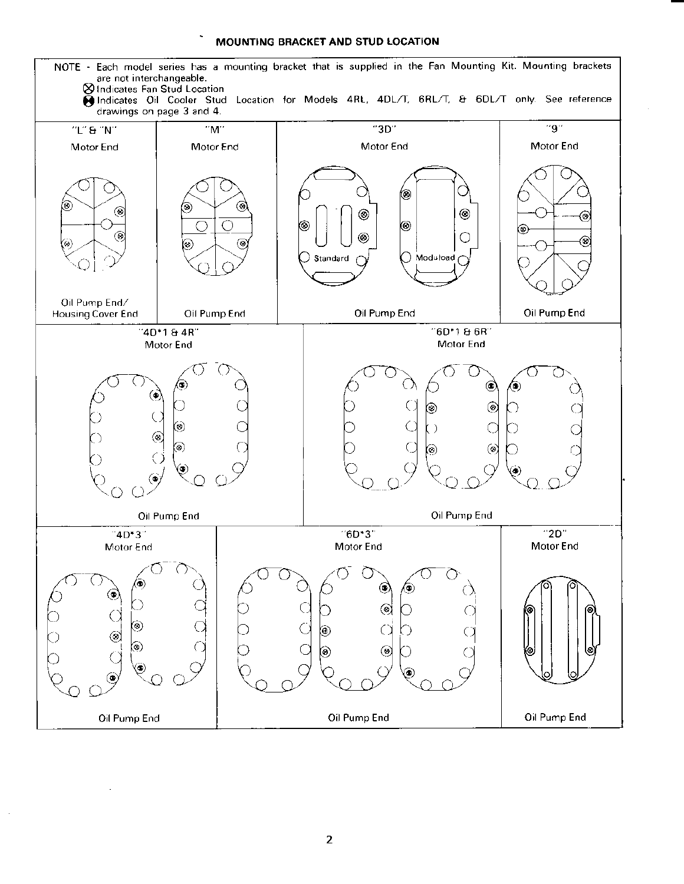# MOUNTING BRACKET AND STUD LOCATION

NOTE - Each model series has a mounting bracket that is supplied in the Fan Mounting Kit. Mounting brackets are not interchangeable.

⊗ Indicates Fan Stud Location

● Indicates Oil Cooler Stud Location for Models 4RL, 4DL/T, 6RL/T, & 6DL/T only. See reference drawings on page 3 and 4.

"L" & "N"
Motor End
Oil Pump End/ Housing Cover End

"M"
Motor End
Oil Pump End

"3D"
Motor End
Standard
Moduload
Oil Pump End

"9"
Motor End
Oil Pump End

"4D*1 & 4R"
Motor End
Oil Pump End

"6D*1 & 6R"
Motor End
Oil Pump End

"4D*3"
Motor End
Oil Pump End

"6D*3"
Motor End
Oil Pump End

"2D"
Motor End
Oil Pump End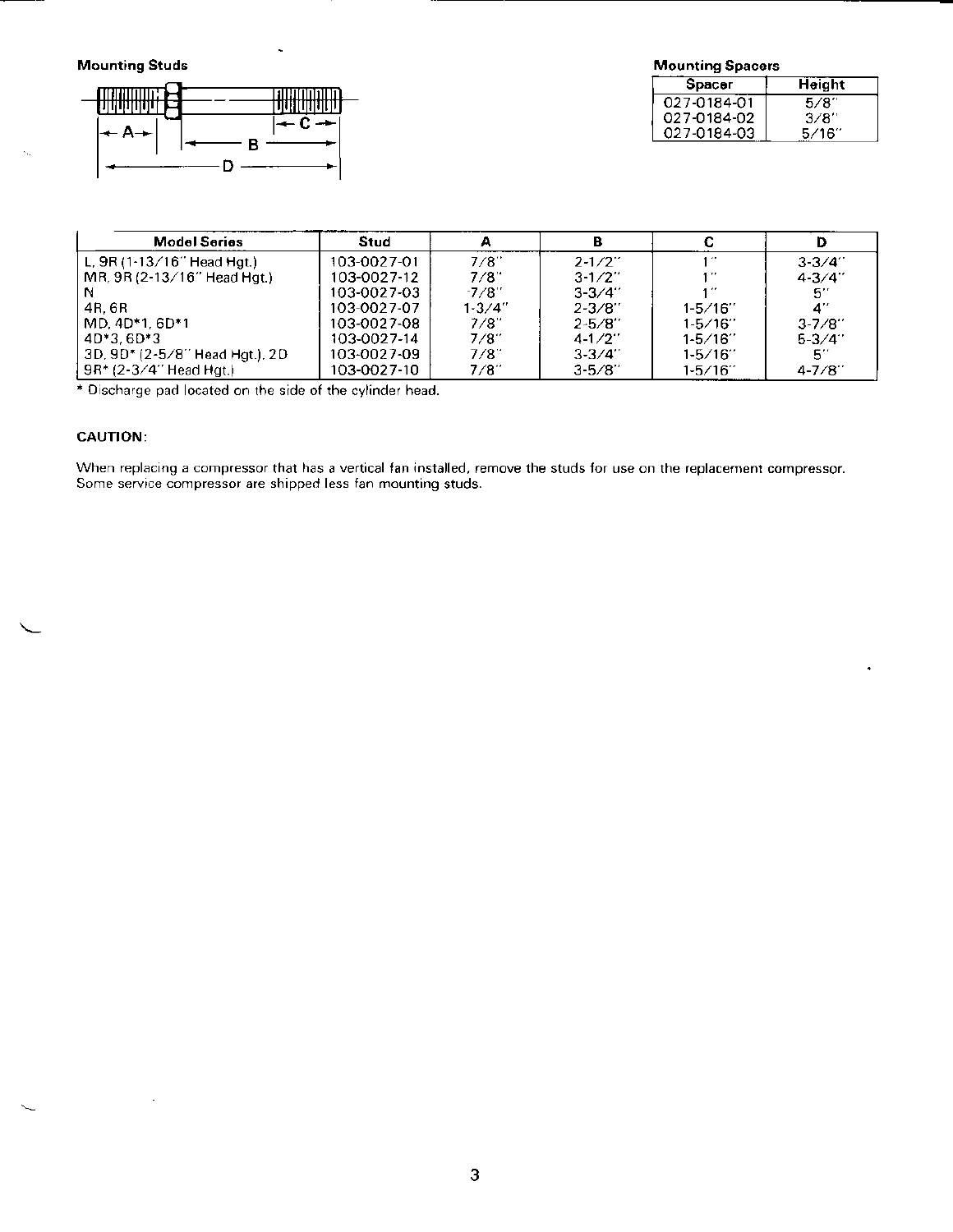**Mounting Studs**

**Mounting Spacers**

| Spacer | Height |
|---|---|
| 027-0184-01 | 5/8" |
| 027-0184-02 | 3/8" |
| 027-0184-03 | 5/16" |

| Model Series | Stud | A | B | C | D |
|---|---|---|---|---|---|
| L, 9R (1-13/16" Head Hgt.) | 103-0027-01 | 7/8" | 2-1/2" | 1" | 3-3/4" |
| MR, 9R (2-13/16" Head Hgt.) | 103-0027-12 | 7/8" | 3-1/2" | 1" | 4-3/4" |
| N | 103-0027-03 | 7/8" | 3-3/4" | 1" | 5" |
| 4R, 6R | 103-0027-07 | 1-3/4" | 2-3/8" | 1-5/16" | 4" |
| MD, 4D*1, 6D*1 | 103-0027-08 | 7/8" | 2-5/8" | 1-5/16" | 3-7/8" |
| 4D*3, 6D*3 | 103-0027-14 | 7/8" | 4-1/2" | 1-5/16" | 5-3/4" |
| 3D, 9D* (2-5/8" Head Hgt.), 2D | 103-0027-09 | 7/8" | 3-3/4" | 1-5/16" | 5" |
| 9R* (2-3/4" Head Hgt.) | 103-0027-10 | 7/8" | 3-5/8" | 1-5/16" | 4-7/8" |

* Discharge pad located on the side of the cylinder head.

**CAUTION**:

When replacing a compressor that has a vertical fan installed, remove the studs for use on the replacement compressor. Some service compressor are shipped less fan mounting studs.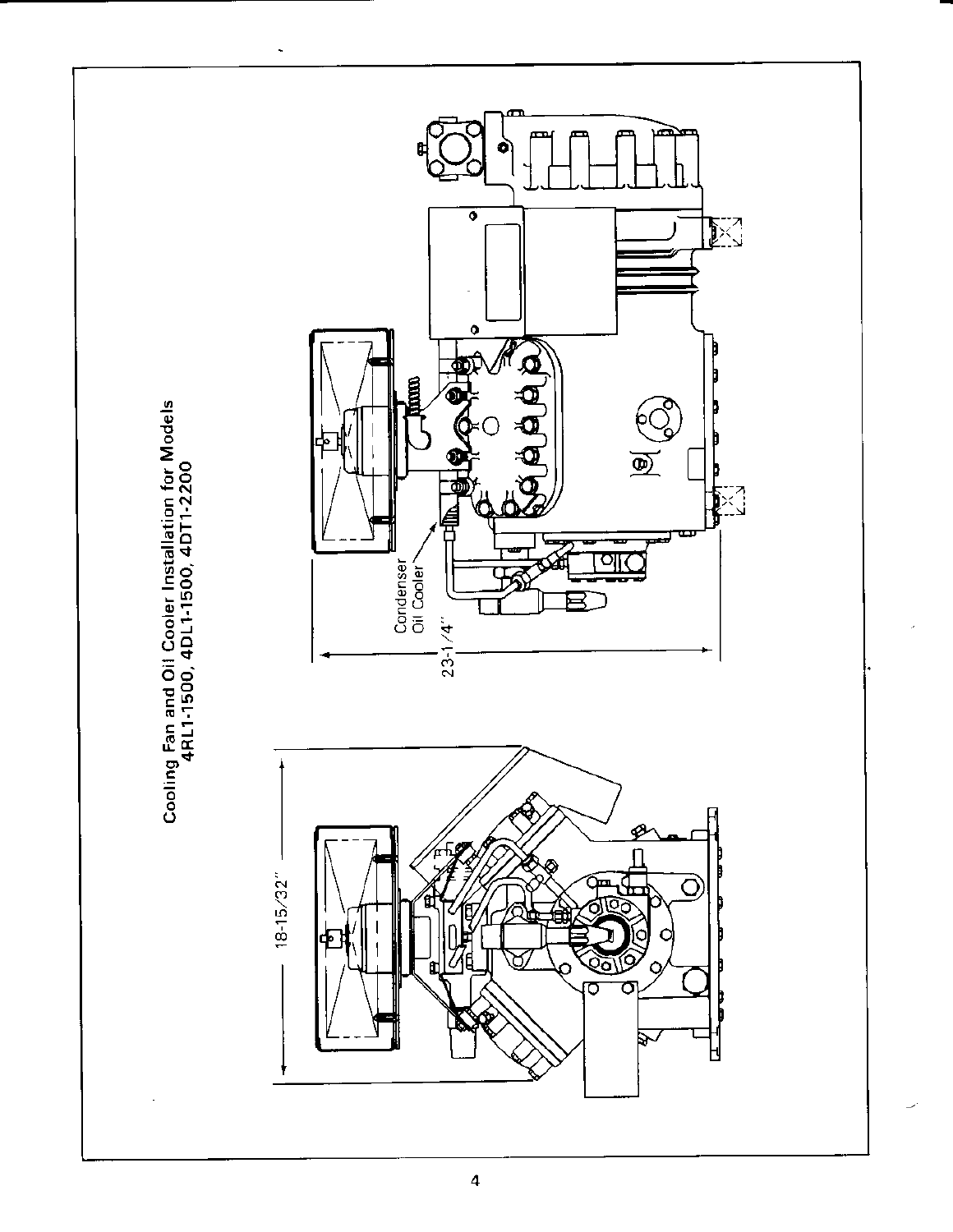# Cooling Fan and Oil Cooler Installation for Models 4RL1-1500, 4DL1-1500, 4DT1-2200

18-15/32"

Condenser Oil Cooler

23-1/4"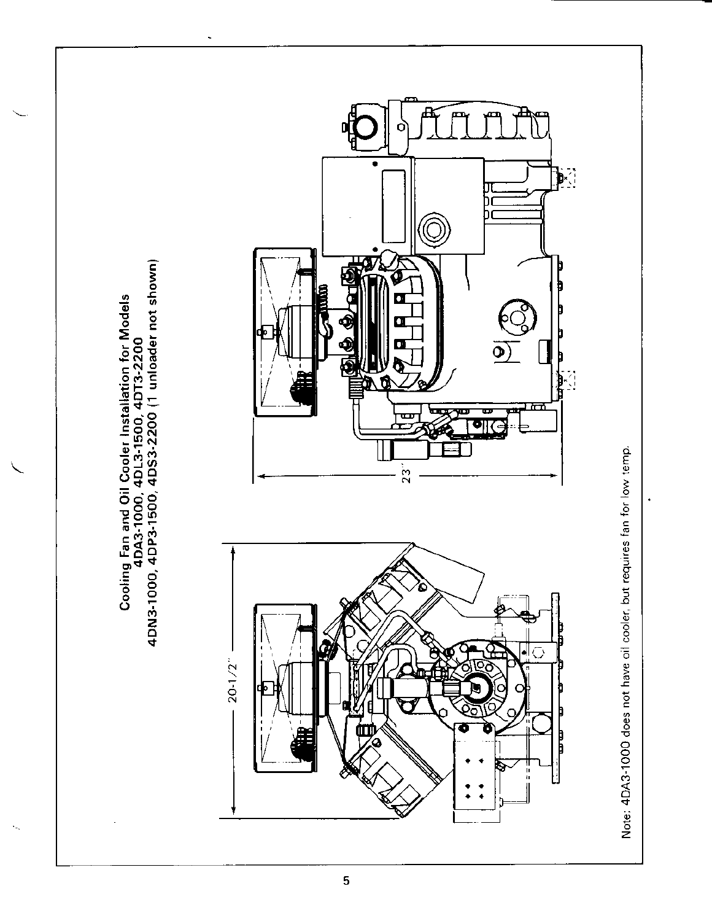## Cooling Fan and Oil Cooler Installation for Models 4DA3-1000, 4DL3-1500, 4DT3-2200 4DN3-1000, 4DP3-1500, 4DS3-2200 (1 unloader not shown)

20-1/2"

23"

Note: 4DA3-1000 does not have oil cooler, but requires fan for low temp.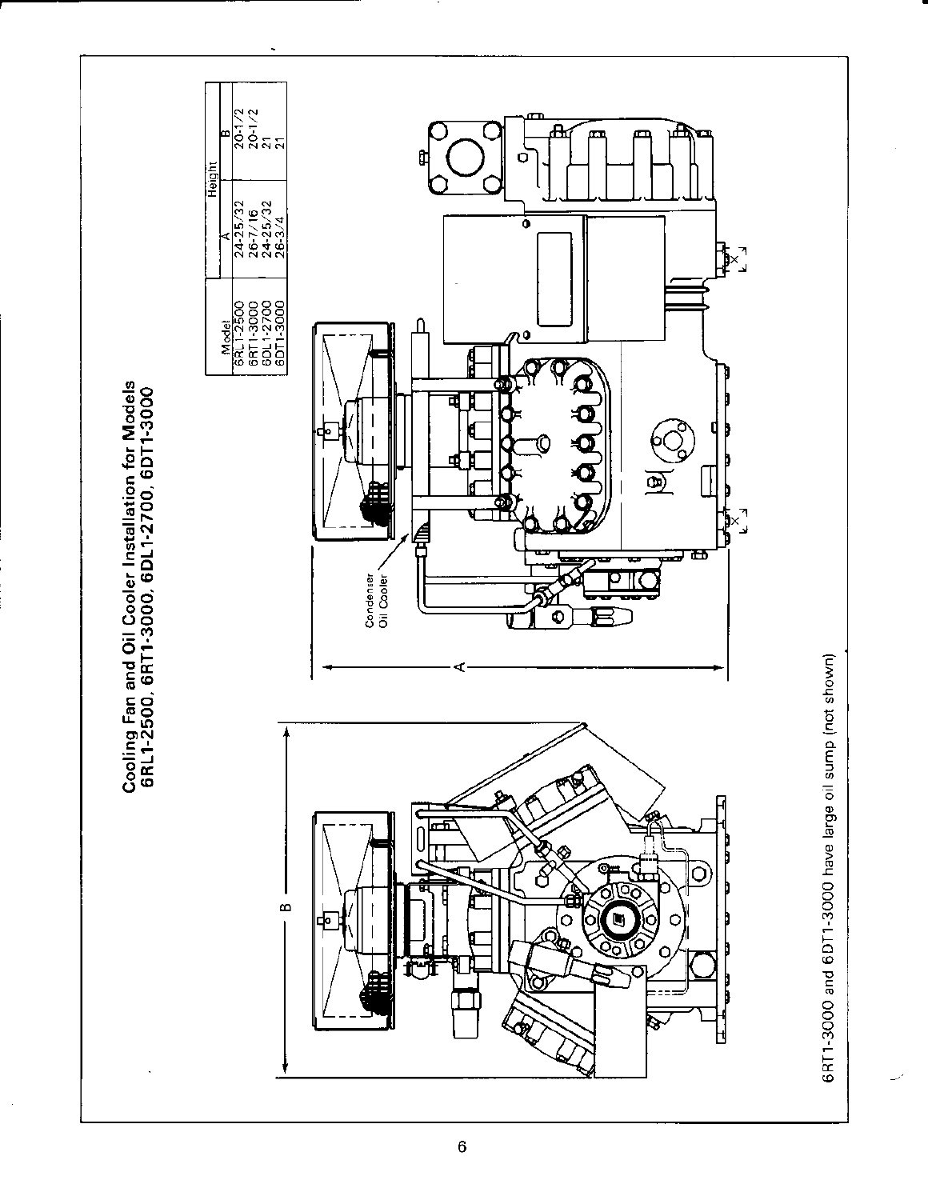## Cooling Fan and Oil Cooler Installation for Models 6RL1-2500, 6RT1-3000, 6DL1-2700, 6DT1-3000

| Model | Height | |
|---|---|---|
| | A | B |
| 6RL1-2500 | 24-25/32 | 20-1/2 |
| 6RT1-3000 | 26-7/16 | 20-1/2 |
| 6DL1-2700 | 24-25/32 | 21 |
| 6DT1-3000 | 26-3/4 | 21 |

Condenser Oil Cooler

6RT1-3000 and 6DT1-3000 have large oil sump (not shown)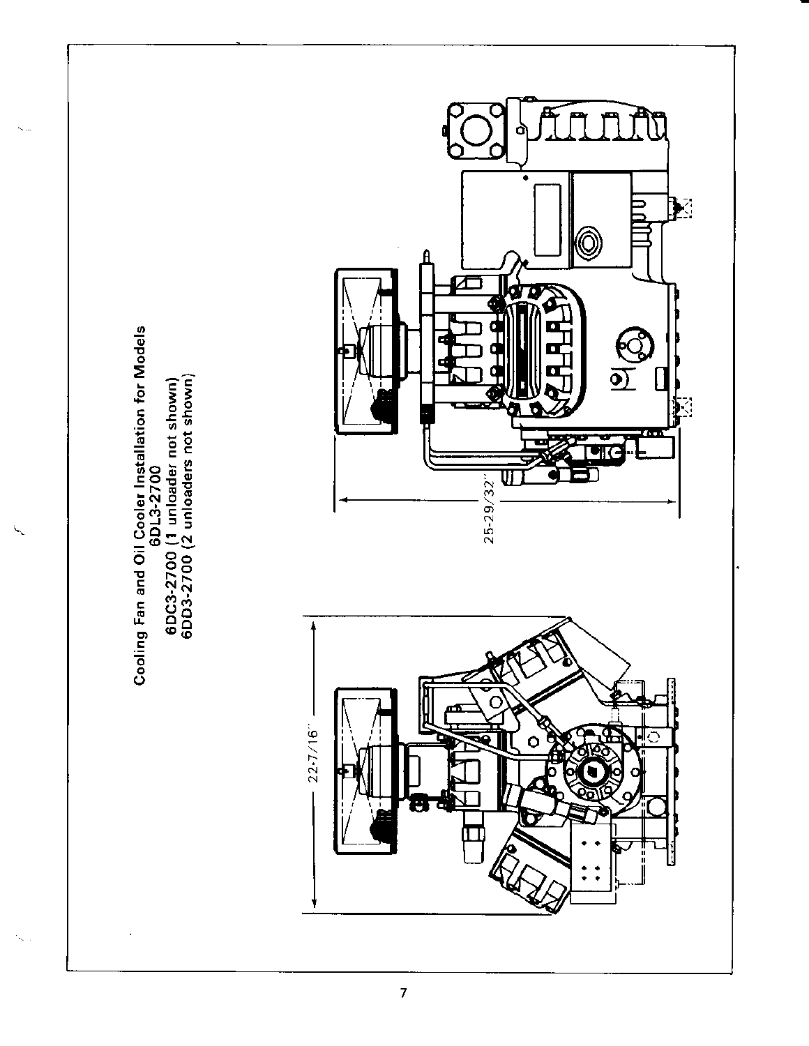## Cooling Fan and Oil Cooler Installation for Models

6DL3-2700

6DC3-2700 (1 unloader not shown)

6DD3-2700 (2 unloaders not shown)

22-7/16"

25-29/32"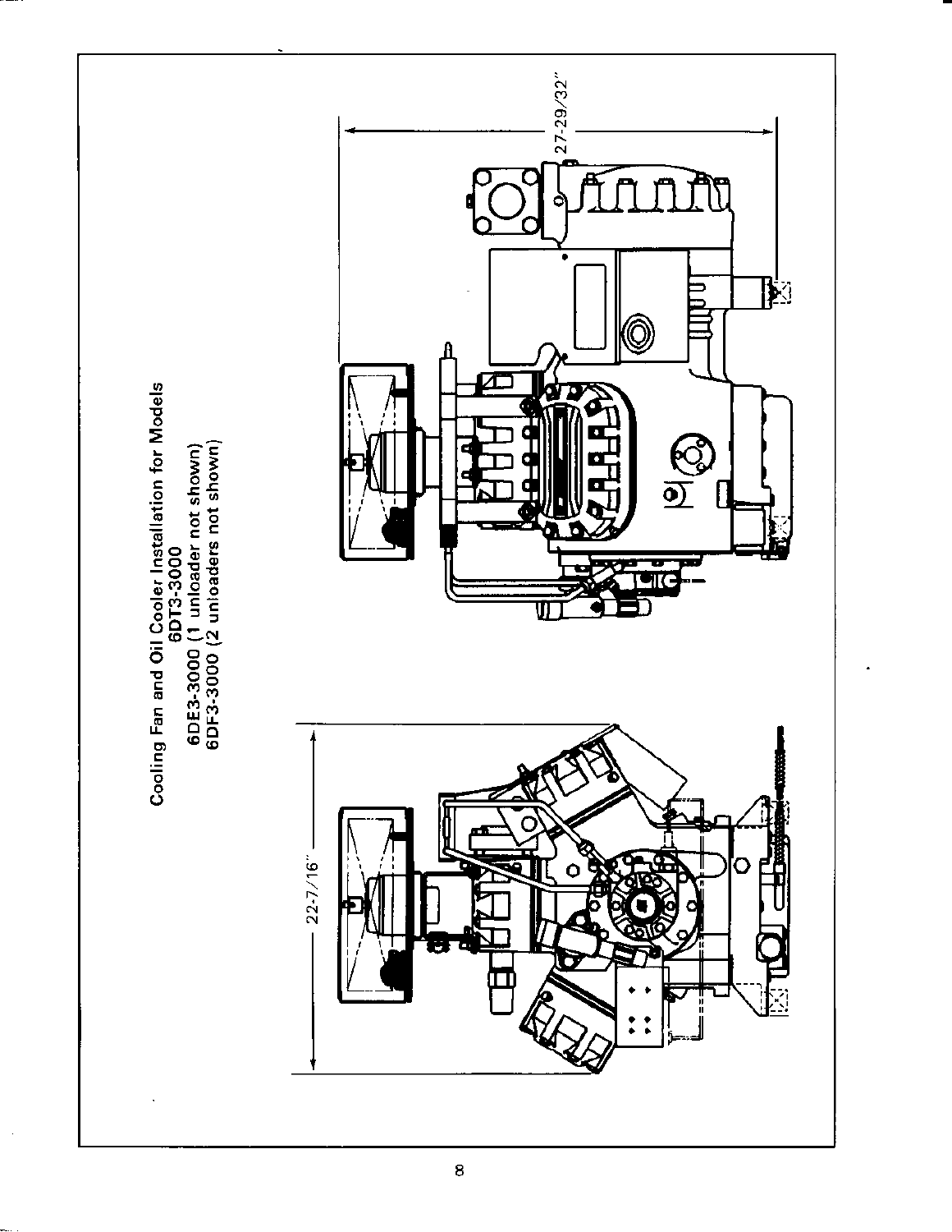Cooling Fan and Oil Cooler Installation for Models
6DT3-3000
6DE3-3000 (1 unloader not shown)
6DF3-3000 (2 unloaders not shown)

22-7/16"

27-29/32"